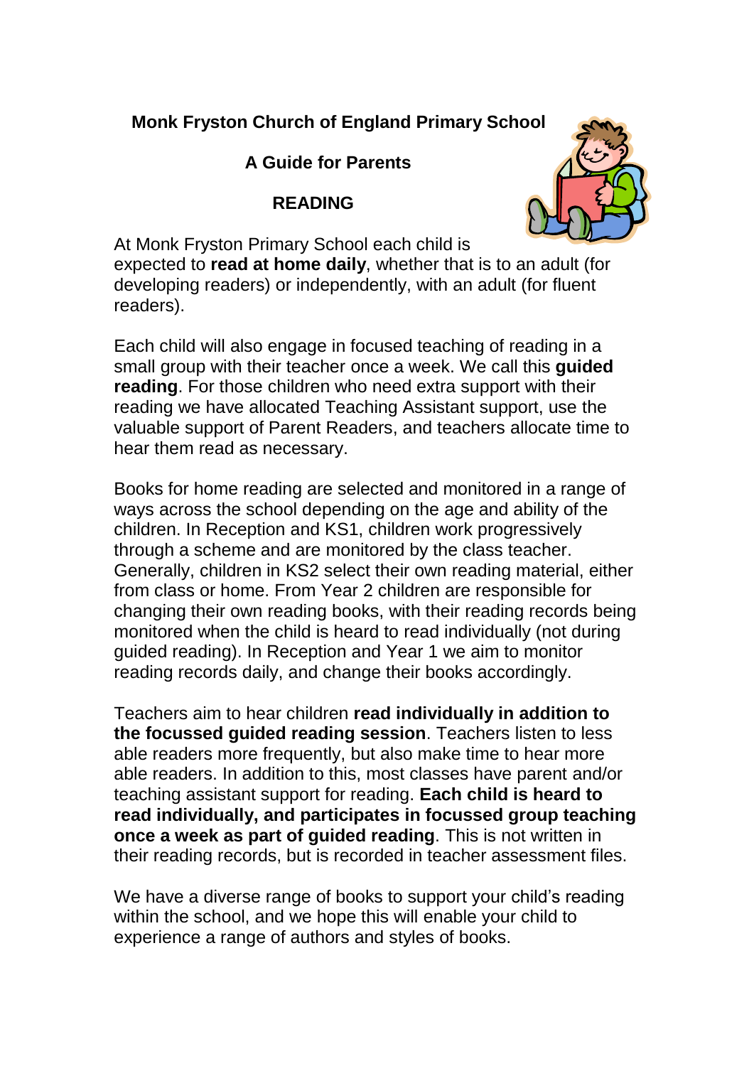# Monk Fryston Church of England Primary School

## A Guide for Parents

## READING

At Monk Fryston Primary School each child is expected to **read at home daily**, whether that is to an adult (for developing readers) or independently, with an adult (for fluent readers).

Each child will also engage in focused teaching of reading in a small group with their teacher once a week. We call this **guided reading**. For those children who need extra support with their reading we have allocated Teaching Assistant support, use the valuable support of Parent Readers, and teachers allocate time to hear them read as necessary.

Books for home reading are selected and monitored in a range of ways across the school depending on the age and ability of the children. In Reception and KS1, children work progressively through a scheme and are monitored by the class teacher. Generally, children in KS2 select their own reading material, either from class or home. From Year 2 children are responsible for changing their own reading books, with their reading records being monitored when the child is heard to read individually (not during guided reading). In Reception and Year 1 we aim to monitor reading records daily, and change their books accordingly.

Teachers aim to hear children **read individually in addition to the focussed guided reading session**. Teachers listen to less able readers more frequently, but also make time to hear more able readers. In addition to this, most classes have parent and/or teaching assistant support for reading. **Each child is heard to read individually, and participates in focussed group teaching once a week as part of guided reading**. This is not written in their reading records, but is recorded in teacher assessment files.

We have a diverse range of books to support your child's reading within the school, and we hope this will enable your child to experience a range of authors and styles of books.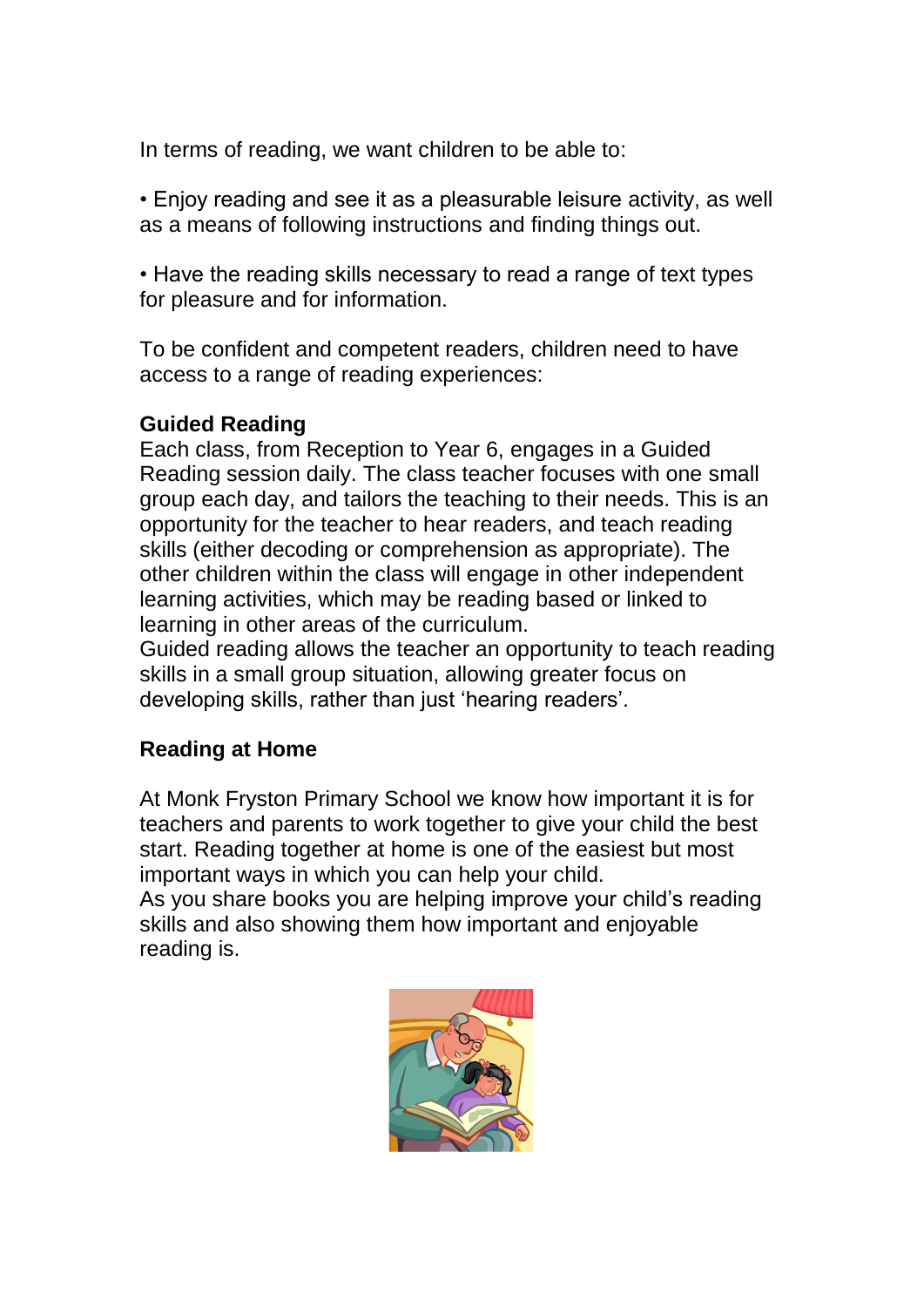In terms of reading, we want children to be able to:

• Enjoy reading and see it as a pleasurable leisure activity, as well as a means of following instructions and finding things out.

• Have the reading skills necessary to read a range of text types for pleasure and for information.

To be confident and competent readers, children need to have access to a range of reading experiences:

**Guided Reading**

Each class, from Reception to Year 6, engages in a Guided Reading session daily. The class teacher focuses with one small group each day, and tailors the teaching to their needs. This is an opportunity for the teacher to hear readers, and teach reading skills (either decoding or comprehension as appropriate). The other children within the class will engage in other independent learning activities, which may be reading based or linked to learning in other areas of the curriculum.

Guided reading allows the teacher an opportunity to teach reading skills in a small group situation, allowing greater focus on developing skills, rather than just 'hearing readers'.

**Reading at Home**

At Monk Fryston Primary School we know how important it is for teachers and parents to work together to give your child the best start. Reading together at home is one of the easiest but most important ways in which you can help your child.

As you share books you are helping improve your child's reading skills and also showing them how important and enjoyable reading is.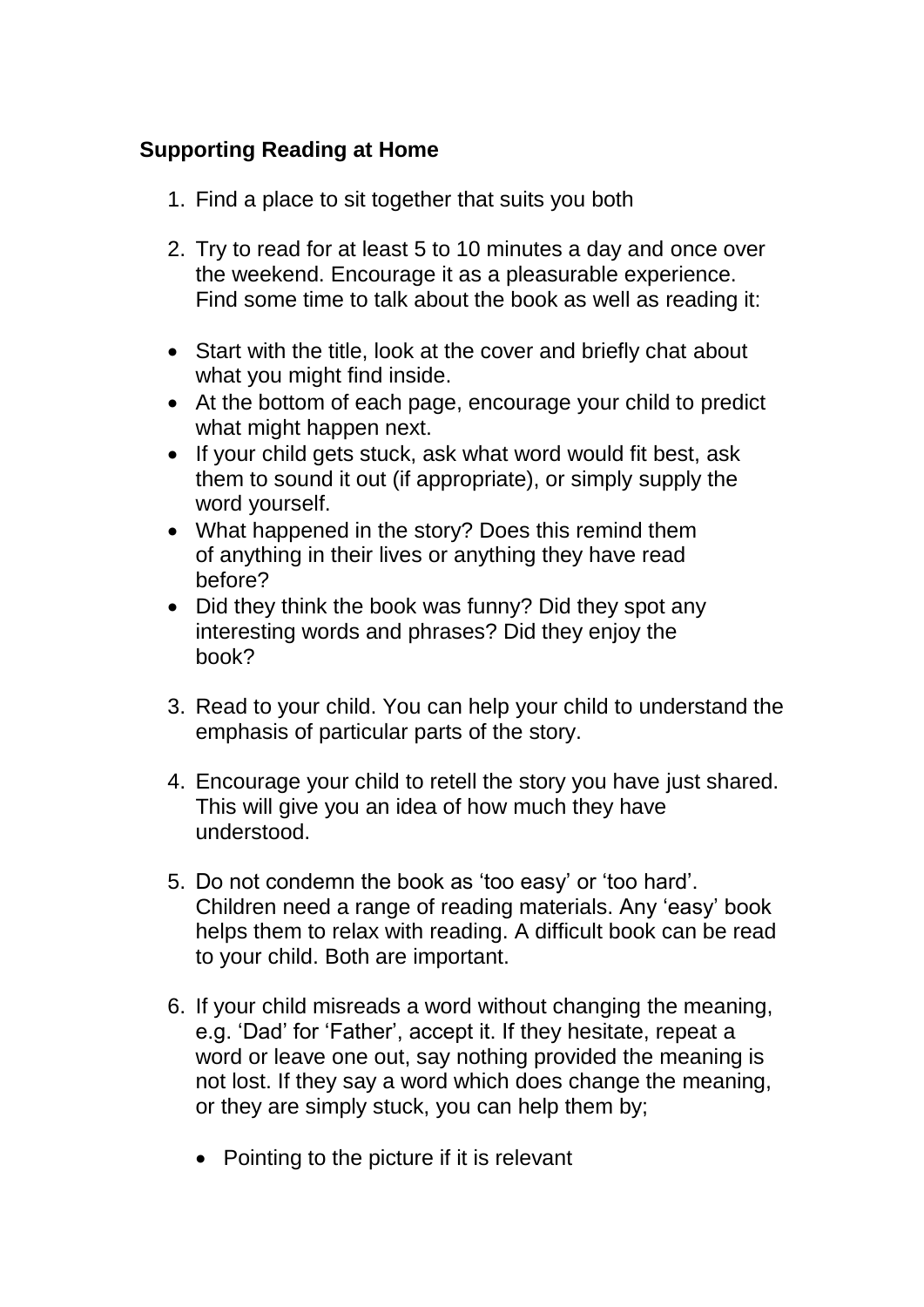**Supporting Reading at Home**

1. Find a place to sit together that suits you both

2. Try to read for at least 5 to 10 minutes a day and once over the weekend. Encourage it as a pleasurable experience. Find some time to talk about the book as well as reading it:

- Start with the title, look at the cover and briefly chat about what you might find inside.
- At the bottom of each page, encourage your child to predict what might happen next.
- If your child gets stuck, ask what word would fit best, ask them to sound it out (if appropriate), or simply supply the word yourself.
- What happened in the story? Does this remind them of anything in their lives or anything they have read before?
- Did they think the book was funny? Did they spot any interesting words and phrases? Did they enjoy the book?

3. Read to your child. You can help your child to understand the emphasis of particular parts of the story.

4. Encourage your child to retell the story you have just shared. This will give you an idea of how much they have understood.

5. Do not condemn the book as 'too easy' or 'too hard'. Children need a range of reading materials. Any 'easy' book helps them to relax with reading. A difficult book can be read to your child. Both are important.

6. If your child misreads a word without changing the meaning, e.g. 'Dad' for 'Father', accept it. If they hesitate, repeat a word or leave one out, say nothing provided the meaning is not lost. If they say a word which does change the meaning, or they are simply stuck, you can help them by;

    - Pointing to the picture if it is relevant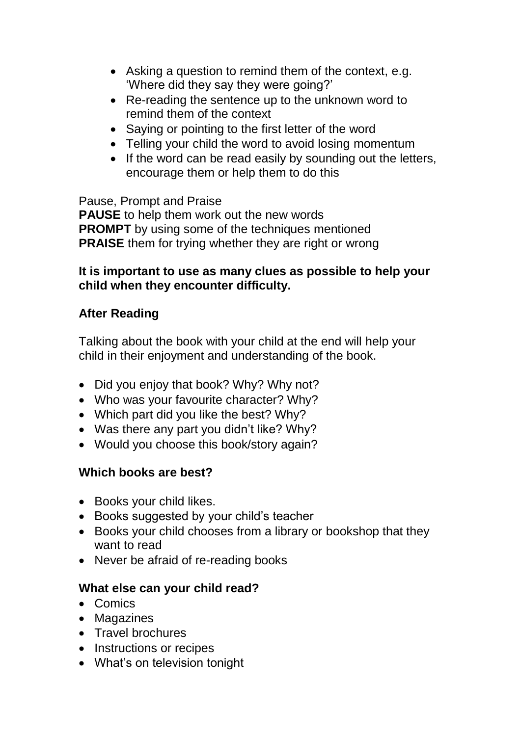- Asking a question to remind them of the context, e.g. 'Where did they say they were going?'
- Re-reading the sentence up to the unknown word to remind them of the context
- Saying or pointing to the first letter of the word
- Telling your child the word to avoid losing momentum
- If the word can be read easily by sounding out the letters, encourage them or help them to do this

Pause, Prompt and Praise
**PAUSE** to help them work out the new words
**PROMPT** by using some of the techniques mentioned
**PRAISE** them for trying whether they are right or wrong

**It is important to use as many clues as possible to help your child when they encounter difficulty.**

### After Reading

Talking about the book with your child at the end will help your child in their enjoyment and understanding of the book.

- Did you enjoy that book? Why? Why not?
- Who was your favourite character? Why?
- Which part did you like the best? Why?
- Was there any part you didn't like? Why?
- Would you choose this book/story again?

### Which books are best?

- Books your child likes.
- Books suggested by your child's teacher
- Books your child chooses from a library or bookshop that they want to read
- Never be afraid of re-reading books

### What else can your child read?

- Comics
- Magazines
- Travel brochures
- Instructions or recipes
- What's on television tonight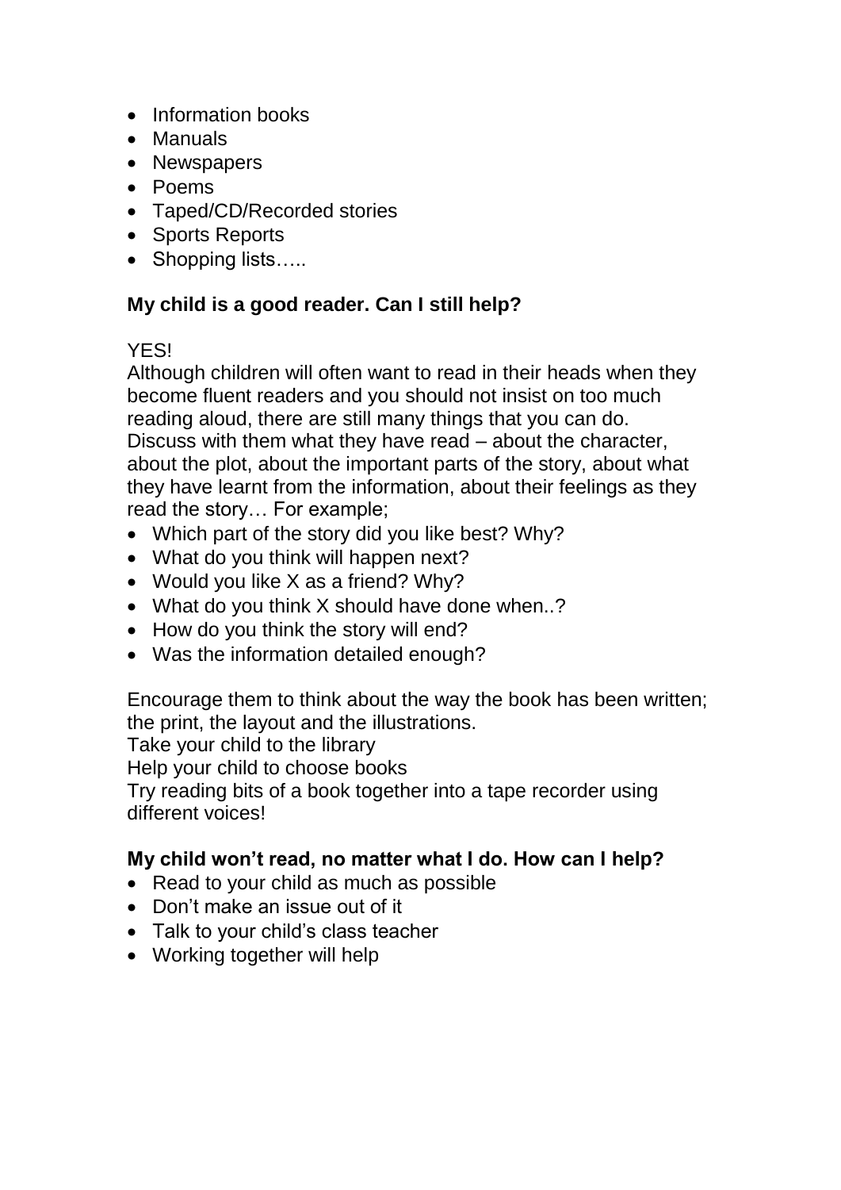- Information books
- Manuals
- Newspapers
- Poems
- Taped/CD/Recorded stories
- Sports Reports
- Shopping lists…..

**My child is a good reader. Can I still help?**

YES!
Although children will often want to read in their heads when they become fluent readers and you should not insist on too much reading aloud, there are still many things that you can do. Discuss with them what they have read – about the character, about the plot, about the important parts of the story, about what they have learnt from the information, about their feelings as they read the story… For example;

- Which part of the story did you like best? Why?
- What do you think will happen next?
- Would you like X as a friend? Why?
- What do you think X should have done when..?
- How do you think the story will end?
- Was the information detailed enough?

Encourage them to think about the way the book has been written; the print, the layout and the illustrations.
Take your child to the library
Help your child to choose books
Try reading bits of a book together into a tape recorder using different voices!

**My child won't read, no matter what I do. How can I help?**

- Read to your child as much as possible
- Don't make an issue out of it
- Talk to your child's class teacher
- Working together will help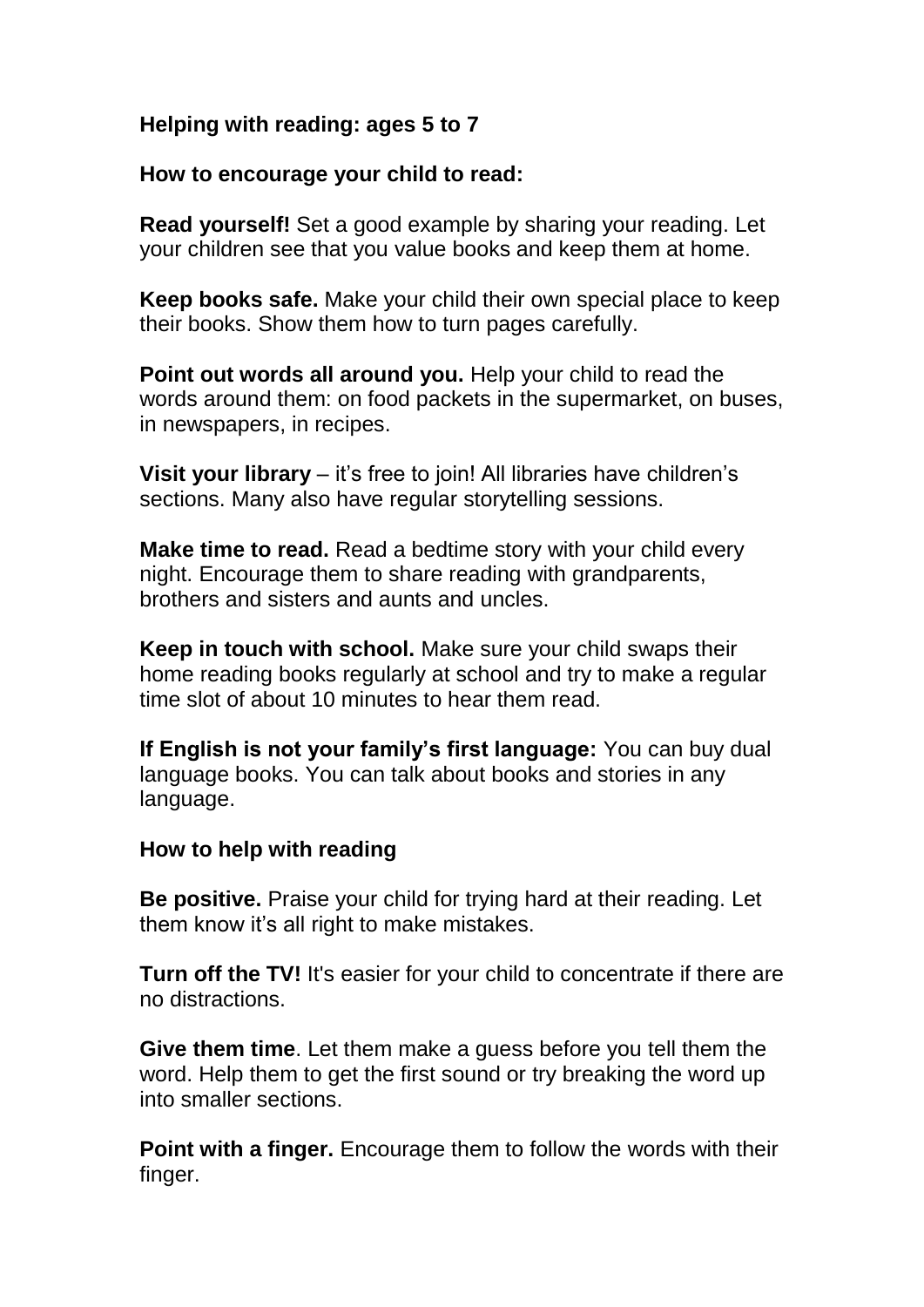## Helping with reading: ages 5 to 7

### How to encourage your child to read:

**Read yourself!** Set a good example by sharing your reading. Let your children see that you value books and keep them at home.

**Keep books safe.** Make your child their own special place to keep their books. Show them how to turn pages carefully.

**Point out words all around you.** Help your child to read the words around them: on food packets in the supermarket, on buses, in newspapers, in recipes.

**Visit your library** – it's free to join! All libraries have children's sections. Many also have regular storytelling sessions.

**Make time to read.** Read a bedtime story with your child every night. Encourage them to share reading with grandparents, brothers and sisters and aunts and uncles.

**Keep in touch with school.** Make sure your child swaps their home reading books regularly at school and try to make a regular time slot of about 10 minutes to hear them read.

**If English is not your family's first language:** You can buy dual language books. You can talk about books and stories in any language.

### How to help with reading

**Be positive.** Praise your child for trying hard at their reading. Let them know it's all right to make mistakes.

**Turn off the TV!** It's easier for your child to concentrate if there are no distractions.

**Give them time**. Let them make a guess before you tell them the word. Help them to get the first sound or try breaking the word up into smaller sections.

**Point with a finger.** Encourage them to follow the words with their finger.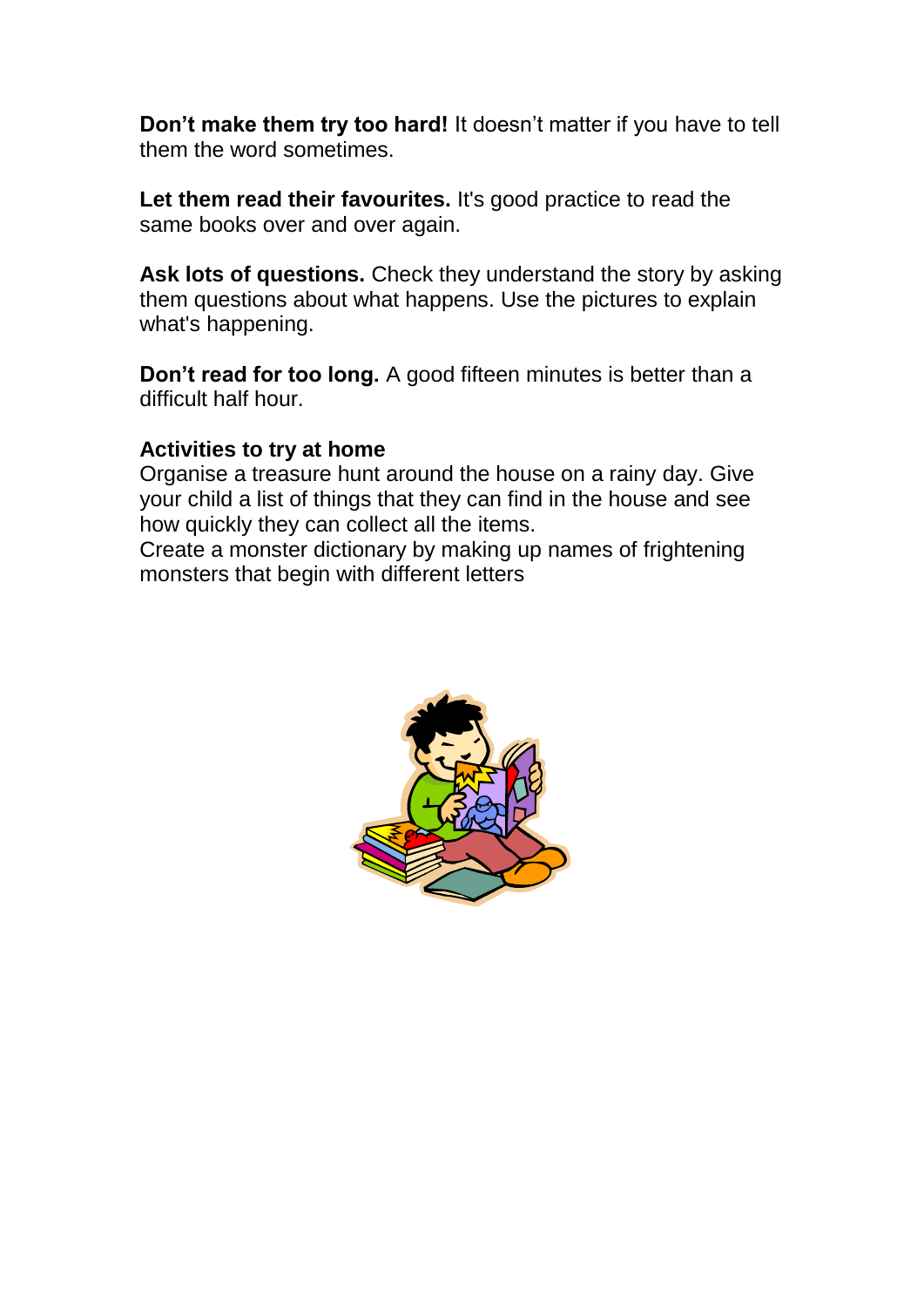**Don’t make them try too hard!** It doesn’t matter if you have to tell them the word sometimes.

**Let them read their favourites.** It's good practice to read the same books over and over again.

**Ask lots of questions.** Check they understand the story by asking them questions about what happens. Use the pictures to explain what's happening.

**Don’t read for too long.** A good fifteen minutes is better than a difficult half hour.

**Activities to try at home**

Organise a treasure hunt around the house on a rainy day. Give your child a list of things that they can find in the house and see how quickly they can collect all the items.

Create a monster dictionary by making up names of frightening monsters that begin with different letters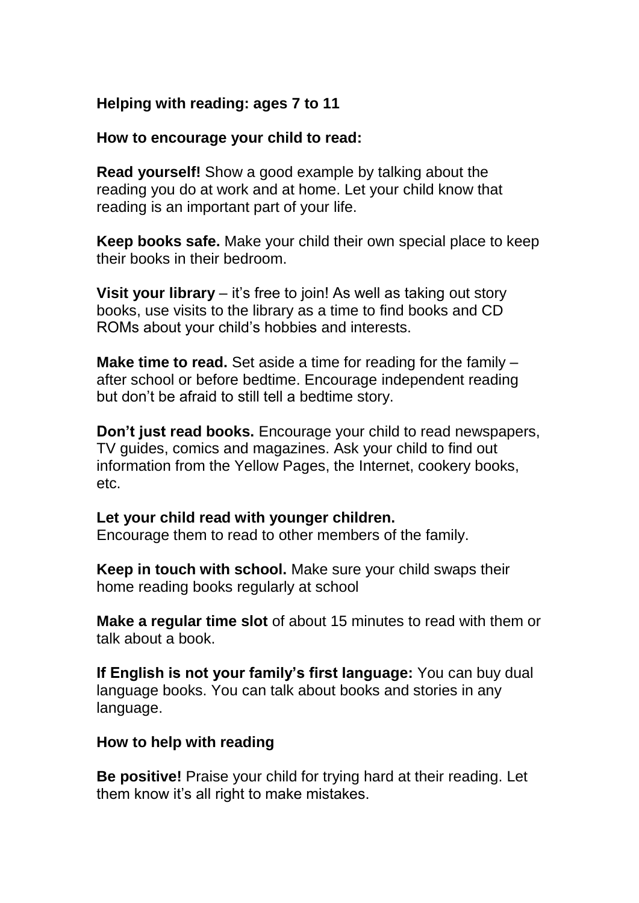**Helping with reading: ages 7 to 11**

**How to encourage your child to read:**

**Read yourself!** Show a good example by talking about the reading you do at work and at home. Let your child know that reading is an important part of your life.

**Keep books safe.** Make your child their own special place to keep their books in their bedroom.

**Visit your library** – it's free to join! As well as taking out story books, use visits to the library as a time to find books and CD ROMs about your child's hobbies and interests.

**Make time to read.** Set aside a time for reading for the family – after school or before bedtime. Encourage independent reading but don't be afraid to still tell a bedtime story.

**Don't just read books.** Encourage your child to read newspapers, TV guides, comics and magazines. Ask your child to find out information from the Yellow Pages, the Internet, cookery books, etc.

**Let your child read with younger children.**
Encourage them to read to other members of the family.

**Keep in touch with school.** Make sure your child swaps their home reading books regularly at school

**Make a regular time slot** of about 15 minutes to read with them or talk about a book.

**If English is not your family's first language:** You can buy dual language books. You can talk about books and stories in any language.

**How to help with reading**

**Be positive!** Praise your child for trying hard at their reading. Let them know it's all right to make mistakes.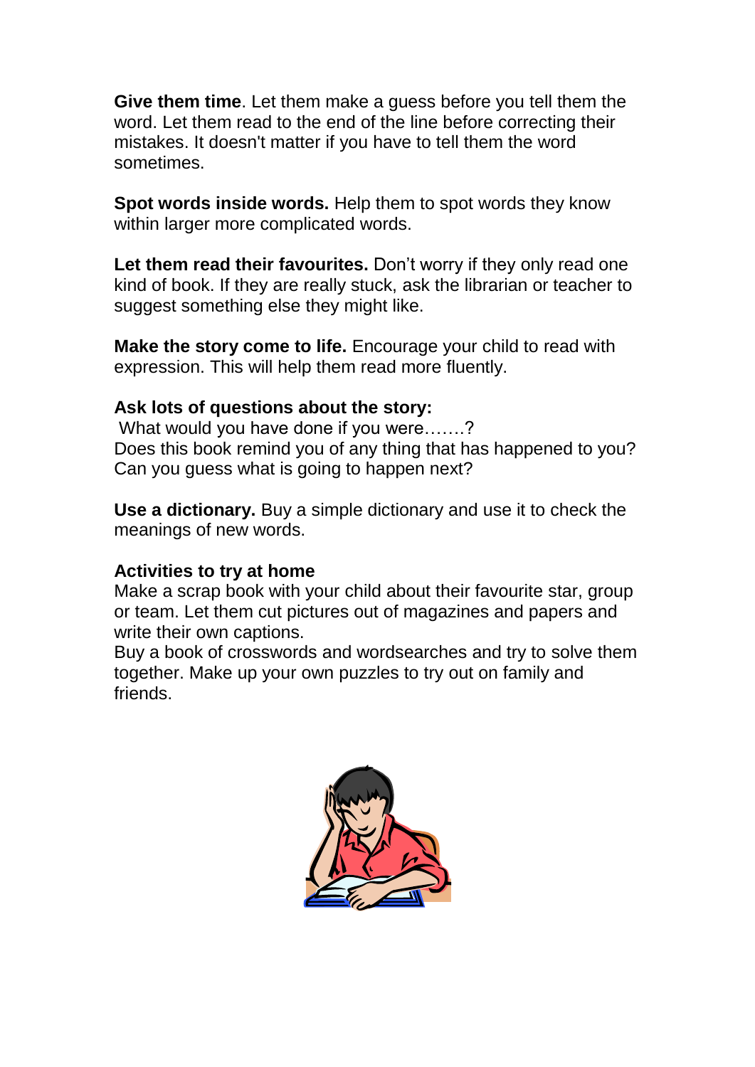**Give them time**. Let them make a guess before you tell them the word. Let them read to the end of the line before correcting their mistakes. It doesn't matter if you have to tell them the word sometimes.

**Spot words inside words.** Help them to spot words they know within larger more complicated words.

**Let them read their favourites.** Don't worry if they only read one kind of book. If they are really stuck, ask the librarian or teacher to suggest something else they might like.

**Make the story come to life.** Encourage your child to read with expression. This will help them read more fluently.

**Ask lots of questions about the story:**
What would you have done if you were…….?
Does this book remind you of any thing that has happened to you?
Can you guess what is going to happen next?

**Use a dictionary.** Buy a simple dictionary and use it to check the meanings of new words.

**Activities to try at home**
Make a scrap book with your child about their favourite star, group or team. Let them cut pictures out of magazines and papers and write their own captions.
Buy a book of crosswords and wordsearches and try to solve them together. Make up your own puzzles to try out on family and friends.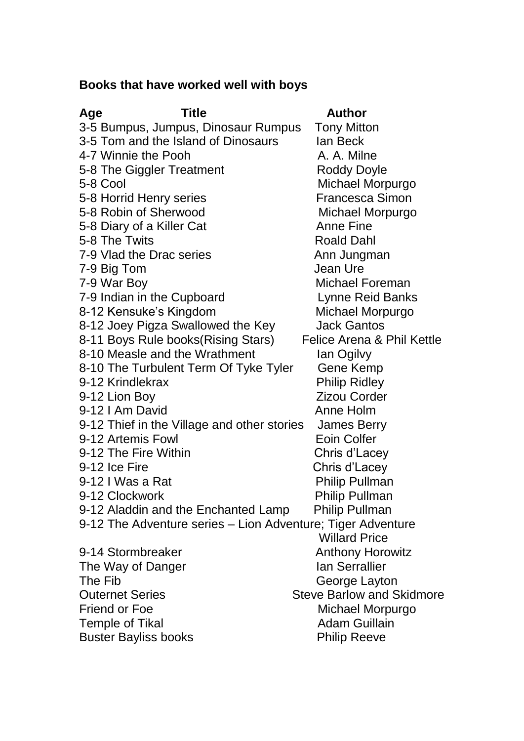**Books that have worked well with boys**

| Age | Title | Author |
|---|---|---|
| 3-5 | Bumpus, Jumpus, Dinosaur Rumpus | Tony Mitton |
| 3-5 | Tom and the Island of Dinosaurs | Ian Beck |
| 4-7 | Winnie the Pooh | A. A. Milne |
| 5-8 | The Giggler Treatment | Roddy Doyle |
| 5-8 | Cool | Michael Morpurgo |
| 5-8 | Horrid Henry series | Francesca Simon |
| 5-8 | Robin of Sherwood | Michael Morpurgo |
| 5-8 | Diary of a Killer Cat | Anne Fine |
| 5-8 | The Twits | Roald Dahl |
| 7-9 | Vlad the Drac series | Ann Jungman |
| 7-9 | Big Tom | Jean Ure |
| 7-9 | War Boy | Michael Foreman |
| 7-9 | Indian in the Cupboard | Lynne Reid Banks |
| 8-12 | Kensuke's Kingdom | Michael Morpurgo |
| 8-12 | Joey Pigza Swallowed the Key | Jack Gantos |
| 8-11 | Boys Rule books(Rising Stars) | Felice Arena & Phil Kettle |
| 8-10 | Measle and the Wrathment | Ian Ogilvy |
| 8-10 | The Turbulent Term Of Tyke Tyler | Gene Kemp |
| 9-12 | Krindlekrax | Philip Ridley |
| 9-12 | Lion Boy | Zizou Corder |
| 9-12 | I Am David | Anne Holm |
| 9-12 | Thief in the Village and other stories | James Berry |
| 9-12 | Artemis Fowl | Eoin Colfer |
| 9-12 | The Fire Within | Chris d'Lacey |
| 9-12 | Ice Fire | Chris d'Lacey |
| 9-12 | I Was a Rat | Philip Pullman |
| 9-12 | Clockwork | Philip Pullman |
| 9-12 | Aladdin and the Enchanted Lamp | Philip Pullman |
| 9-12 | The Adventure series – Lion Adventure; Tiger Adventure | Willard Price |
| 9-14 | Stormbreaker | Anthony Horowitz |
| | The Way of Danger | Ian Serrallier |
| | The Fib | George Layton |
| | Outernet Series | Steve Barlow and Skidmore |
| | Friend or Foe | Michael Morpurgo |
| | Temple of Tikal | Adam Guillain |
| | Buster Bayliss books | Philip Reeve |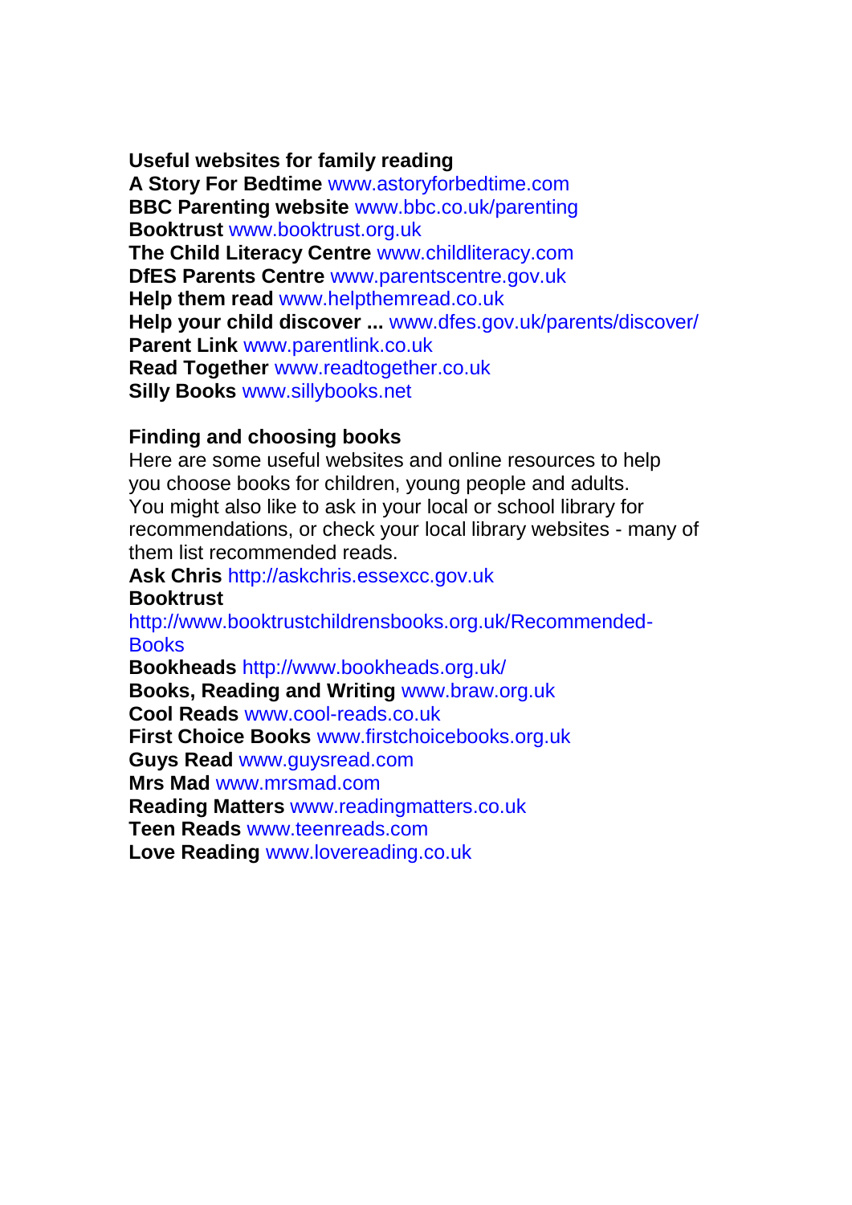## Useful websites for family reading

**A Story For Bedtime** www.astoryforbedtime.com
**BBC Parenting website** www.bbc.co.uk/parenting
**Booktrust** www.booktrust.org.uk
**The Child Literacy Centre** www.childliteracy.com
**DfES Parents Centre** www.parentscentre.gov.uk
**Help them read** www.helpthemread.co.uk
**Help your child discover ...** www.dfes.gov.uk/parents/discover/
**Parent Link** www.parentlink.co.uk
**Read Together** www.readtogether.co.uk
**Silly Books** www.sillybooks.net

## Finding and choosing books

Here are some useful websites and online resources to help you choose books for children, young people and adults. You might also like to ask in your local or school library for recommendations, or check your local library websites - many of them list recommended reads.

**Ask Chris** http://askchris.essexcc.gov.uk
**Booktrust**
http://www.booktrustchildrensbooks.org.uk/Recommended-Books
**Bookheads** http://www.bookheads.org.uk/
**Books, Reading and Writing** www.braw.org.uk
**Cool Reads** www.cool-reads.co.uk
**First Choice Books** www.firstchoicebooks.org.uk
**Guys Read** www.guysread.com
**Mrs Mad** www.mrsmad.com
**Reading Matters** www.readingmatters.co.uk
**Teen Reads** www.teenreads.com
**Love Reading** www.lovereading.co.uk